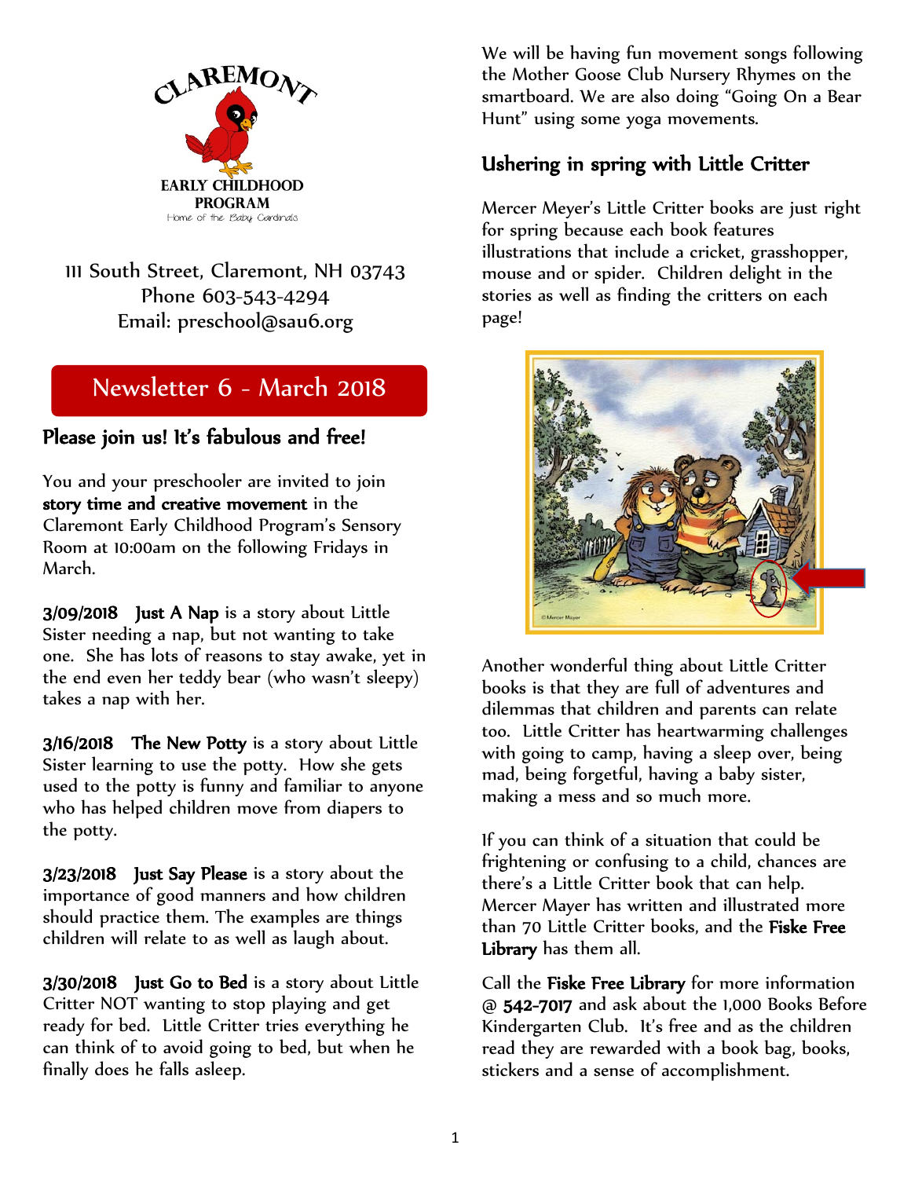CLAREMONT

EARLY CHILDHOOD PROGRAM

Home of the Baby Cardinals

111 South Street, Claremont, NH 03743
Phone 603-543-4294
Email: preschool@sau6.org

# Newsletter 6 - March 2018

## Please join us! It's fabulous and free!

You and your preschooler are invited to join **story time and creative movement** in the Claremont Early Childhood Program's Sensory Room at 10:00am on the following Fridays in March.

**3/09/2018 Just A Nap** is a story about Little Sister needing a nap, but not wanting to take one. She has lots of reasons to stay awake, yet in the end even her teddy bear (who wasn't sleepy) takes a nap with her.

**3/16/2018 The New Potty** is a story about Little Sister learning to use the potty. How she gets used to the potty is funny and familiar to anyone who has helped children move from diapers to the potty.

**3/23/2018 Just Say Please** is a story about the importance of good manners and how children should practice them. The examples are things children will relate to as well as laugh about.

**3/30/2018 Just Go to Bed** is a story about Little Critter NOT wanting to stop playing and get ready for bed. Little Critter tries everything he can think of to avoid going to bed, but when he finally does he falls asleep.

We will be having fun movement songs following the Mother Goose Club Nursery Rhymes on the smartboard. We are also doing "Going On a Bear Hunt" using some yoga movements.

## Ushering in spring with Little Critter

Mercer Meyer's Little Critter books are just right for spring because each book features illustrations that include a cricket, grasshopper, mouse and or spider. Children delight in the stories as well as finding the critters on each page!

Another wonderful thing about Little Critter books is that they are full of adventures and dilemmas that children and parents can relate too. Little Critter has heartwarming challenges with going to camp, having a sleep over, being mad, being forgetful, having a baby sister, making a mess and so much more.

If you can think of a situation that could be frightening or confusing to a child, chances are there's a Little Critter book that can help. Mercer Mayer has written and illustrated more than 70 Little Critter books, and the **Fiske Free Library** has them all.

Call the **Fiske Free Library** for more information @ **542-7017** and ask about the 1,000 Books Before Kindergarten Club. It's free and as the children read they are rewarded with a book bag, books, stickers and a sense of accomplishment.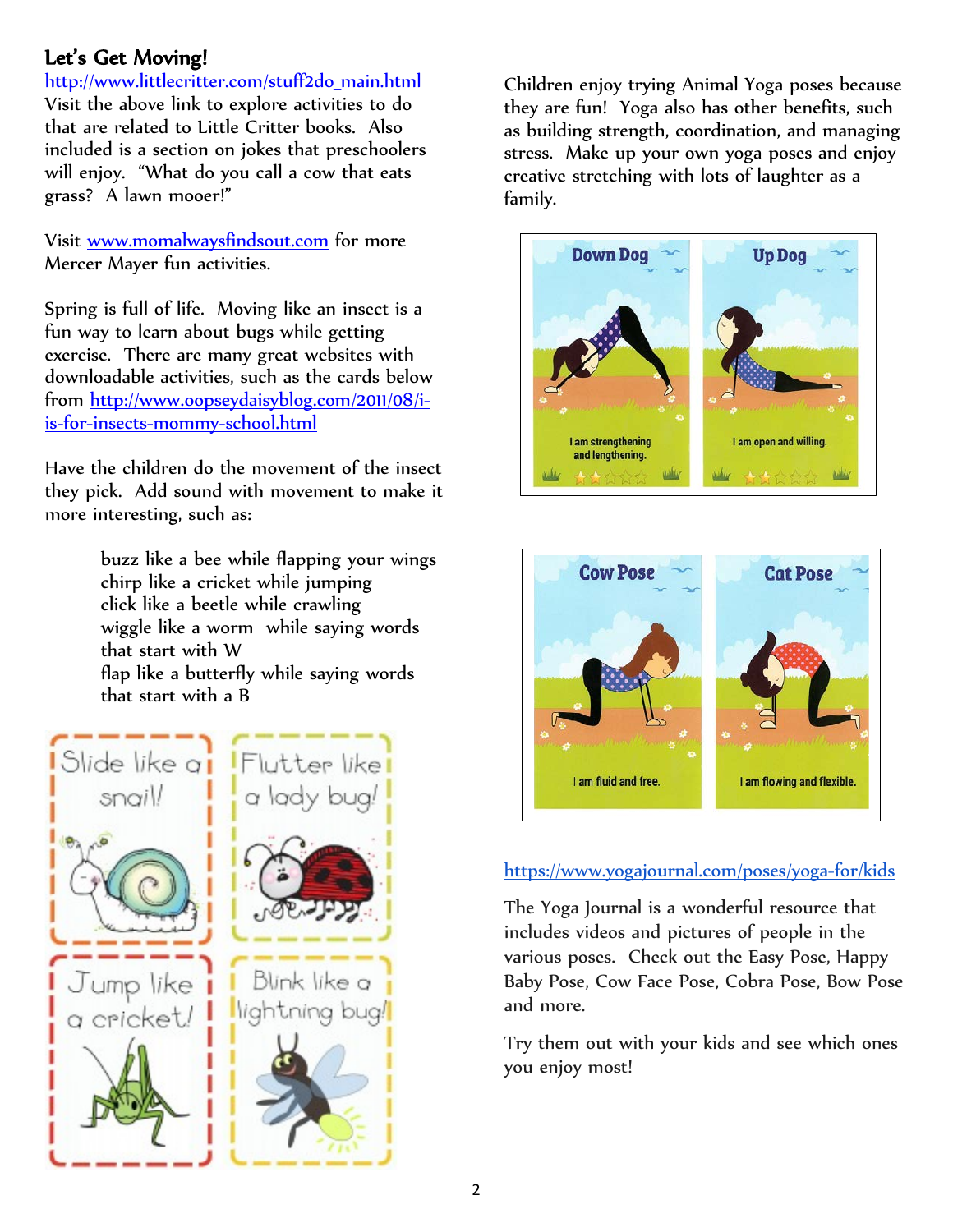## Let's Get Moving!

http://www.littlecritter.com/stuff2do_main.html
Visit the above link to explore activities to do that are related to Little Critter books. Also included is a section on jokes that preschoolers will enjoy. "What do you call a cow that eats grass? A lawn mooer!"

Visit www.momalwaysfindsout.com for more Mercer Mayer fun activities.

Spring is full of life. Moving like an insect is a fun way to learn about bugs while getting exercise. There are many great websites with downloadable activities, such as the cards below from http://www.oopseydaisyblog.com/2011/08/i-is-for-insects-mommy-school.html

Have the children do the movement of the insect they pick. Add sound with movement to make it more interesting, such as:

> buzz like a bee while flapping your wings
> chirp like a cricket while jumping
> click like a beetle while crawling
> wiggle like a worm while saying words that start with W
> flap like a butterfly while saying words that start with a B

Slide like a snail!

Flutter like a lady bug!

Jump like a cricket!

Blink like a lightning bug!

Children enjoy trying Animal Yoga poses because they are fun! Yoga also has other benefits, such as building strength, coordination, and managing stress. Make up your own yoga poses and enjoy creative stretching with lots of laughter as a family.

Down Dog
I am strengthening and lengthening.

Up Dog
I am open and willing.

Cow Pose
I am fluid and free.

Cat Pose
I am flowing and flexible.

https://www.yogajournal.com/poses/yoga-for/kids

The Yoga Journal is a wonderful resource that includes videos and pictures of people in the various poses. Check out the Easy Pose, Happy Baby Pose, Cow Face Pose, Cobra Pose, Bow Pose and more.

Try them out with your kids and see which ones you enjoy most!